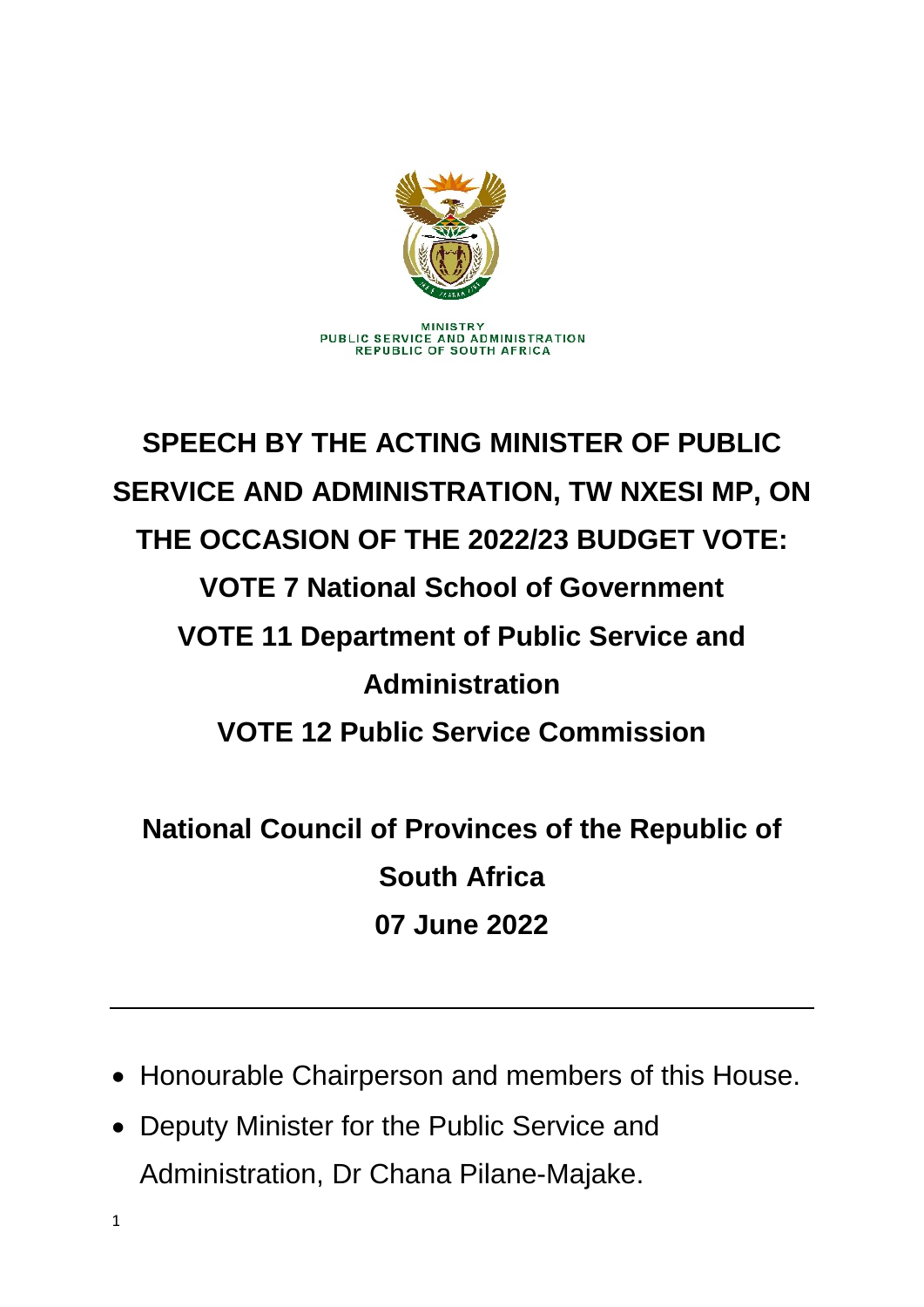MINISTRY
PUBLIC SERVICE AND ADMINISTRATION
REPUBLIC OF SOUTH AFRICA

# SPEECH BY THE ACTING MINISTER OF PUBLIC SERVICE AND ADMINISTRATION, TW NXESI MP, ON THE OCCASION OF THE 2022/23 BUDGET VOTE:

## VOTE 7 National School of Government

## VOTE 11 Department of Public Service and Administration

## VOTE 12 Public Service Commission

## National Council of Provinces of the Republic of South Africa

## 07 June 2022

---

- Honourable Chairperson and members of this House.
- Deputy Minister for the Public Service and Administration, Dr Chana Pilane-Majake.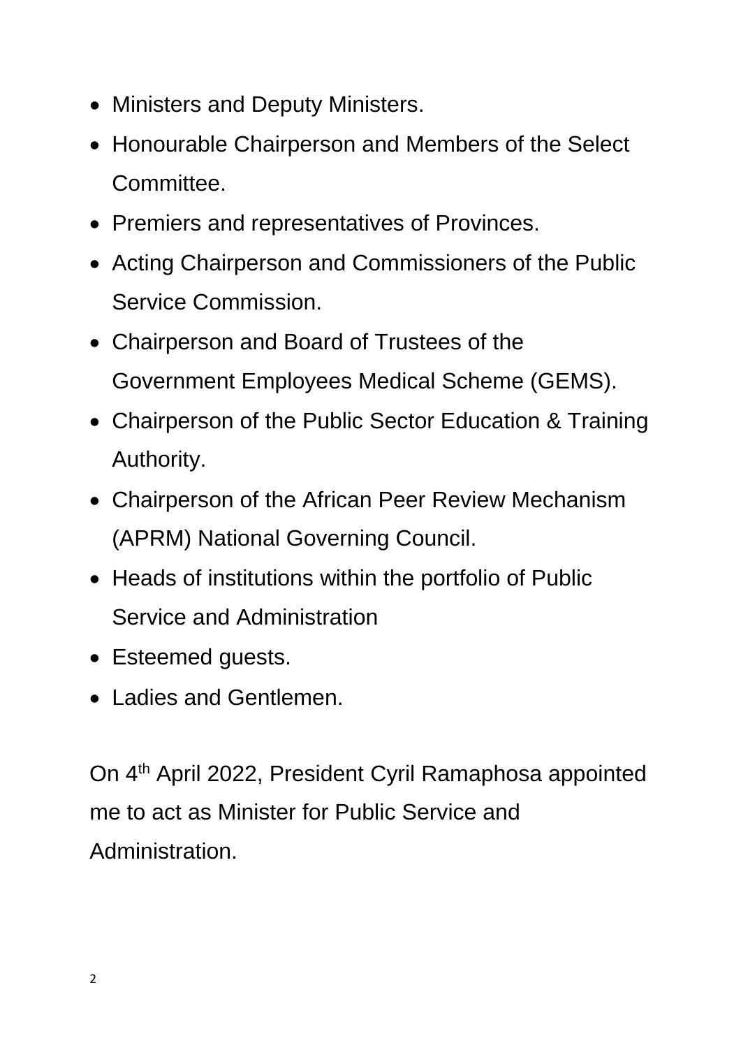- Ministers and Deputy Ministers.
- Honourable Chairperson and Members of the Select Committee.
- Premiers and representatives of Provinces.
- Acting Chairperson and Commissioners of the Public Service Commission.
- Chairperson and Board of Trustees of the Government Employees Medical Scheme (GEMS).
- Chairperson of the Public Sector Education & Training Authority.
- Chairperson of the African Peer Review Mechanism (APRM) National Governing Council.
- Heads of institutions within the portfolio of Public Service and Administration
- Esteemed guests.
- Ladies and Gentlemen.

On 4th April 2022, President Cyril Ramaphosa appointed me to act as Minister for Public Service and Administration.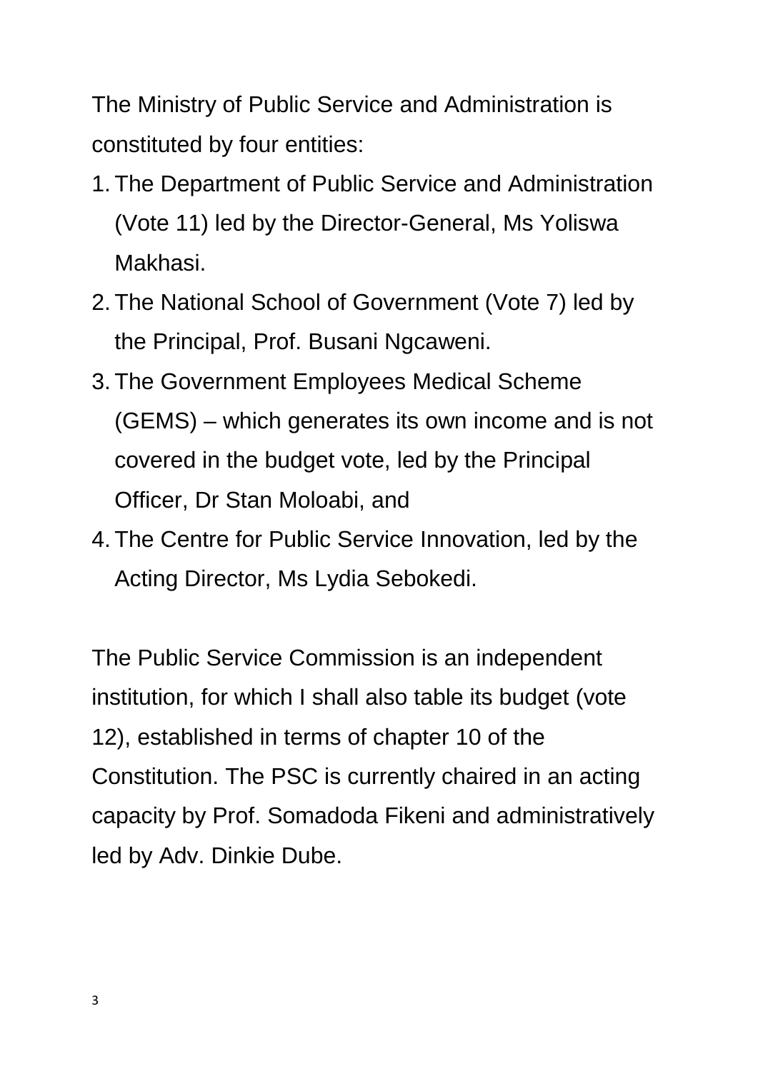The Ministry of Public Service and Administration is constituted by four entities:

1. The Department of Public Service and Administration (Vote 11) led by the Director-General, Ms Yoliswa Makhasi.
2. The National School of Government (Vote 7) led by the Principal, Prof. Busani Ngcaweni.
3. The Government Employees Medical Scheme (GEMS) – which generates its own income and is not covered in the budget vote, led by the Principal Officer, Dr Stan Moloabi, and
4. The Centre for Public Service Innovation, led by the Acting Director, Ms Lydia Sebokedi.

The Public Service Commission is an independent institution, for which I shall also table its budget (vote 12), established in terms of chapter 10 of the Constitution. The PSC is currently chaired in an acting capacity by Prof. Somadoda Fikeni and administratively led by Adv. Dinkie Dube.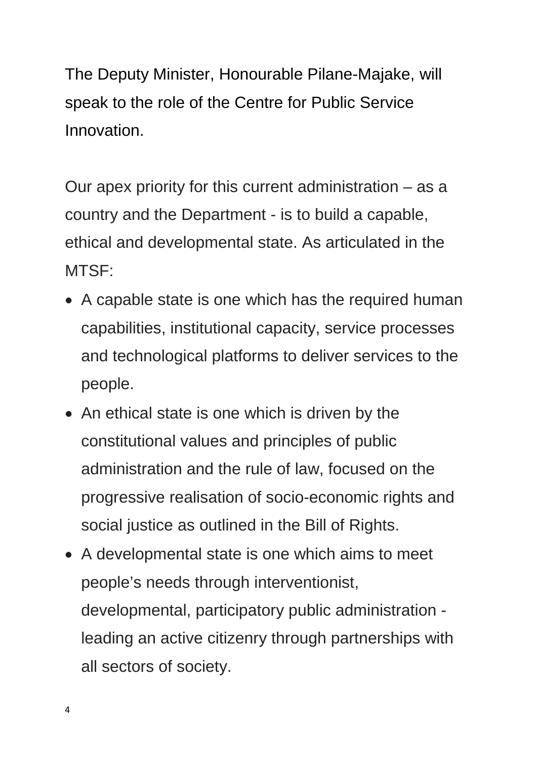The Deputy Minister, Honourable Pilane-Majake, will speak to the role of the Centre for Public Service Innovation.

Our apex priority for this current administration – as a country and the Department - is to build a capable, ethical and developmental state. As articulated in the MTSF:

- A capable state is one which has the required human capabilities, institutional capacity, service processes and technological platforms to deliver services to the people.
- An ethical state is one which is driven by the constitutional values and principles of public administration and the rule of law, focused on the progressive realisation of socio-economic rights and social justice as outlined in the Bill of Rights.
- A developmental state is one which aims to meet people's needs through interventionist, developmental, participatory public administration - leading an active citizenry through partnerships with all sectors of society.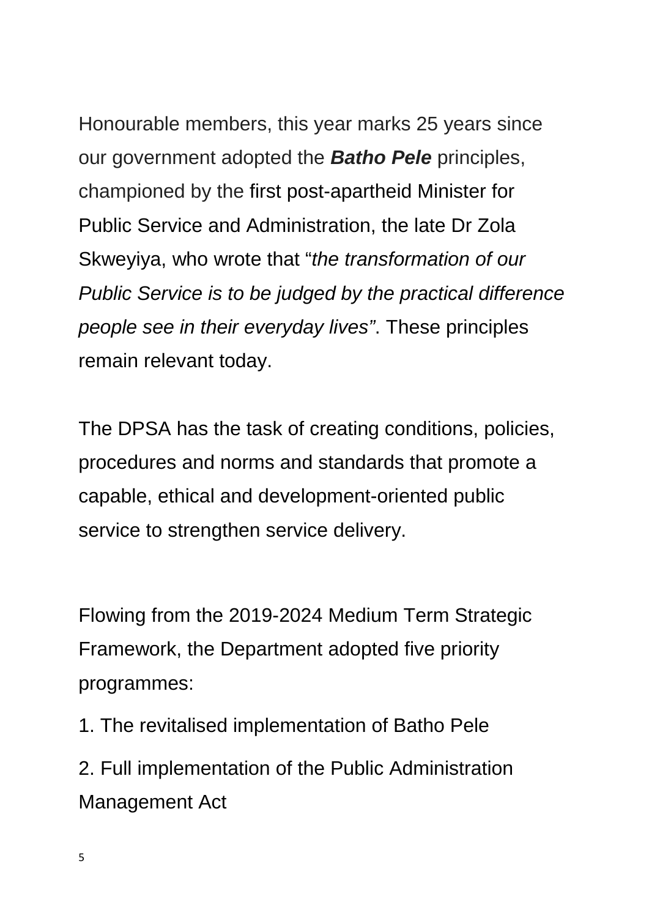Honourable members, this year marks 25 years since our government adopted the ***Batho Pele*** principles, championed by the first post-apartheid Minister for Public Service and Administration, the late Dr Zola Skweyiya, who wrote that "*the transformation of our Public Service is to be judged by the practical difference people see in their everyday lives"*. These principles remain relevant today.

The DPSA has the task of creating conditions, policies, procedures and norms and standards that promote a capable, ethical and development-oriented public service to strengthen service delivery.

Flowing from the 2019-2024 Medium Term Strategic Framework, the Department adopted five priority programmes:

1. The revitalised implementation of Batho Pele
2. Full implementation of the Public Administration Management Act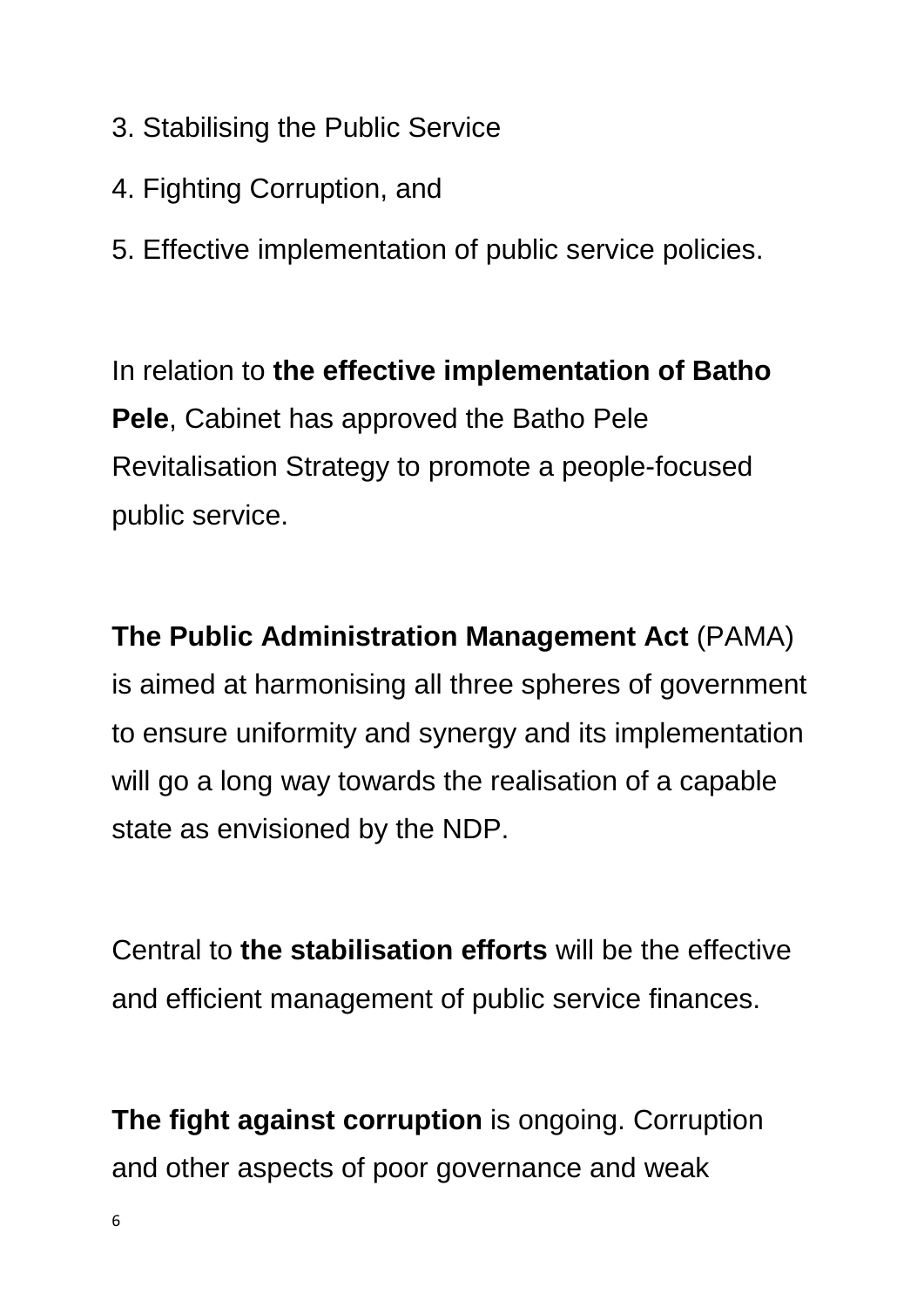3. Stabilising the Public Service
4. Fighting Corruption, and
5. Effective implementation of public service policies.

In relation to **the effective implementation of Batho Pele**, Cabinet has approved the Batho Pele Revitalisation Strategy to promote a people-focused public service.

**The Public Administration Management Act** (PAMA) is aimed at harmonising all three spheres of government to ensure uniformity and synergy and its implementation will go a long way towards the realisation of a capable state as envisioned by the NDP.

Central to **the stabilisation efforts** will be the effective and efficient management of public service finances.

**The fight against corruption** is ongoing. Corruption and other aspects of poor governance and weak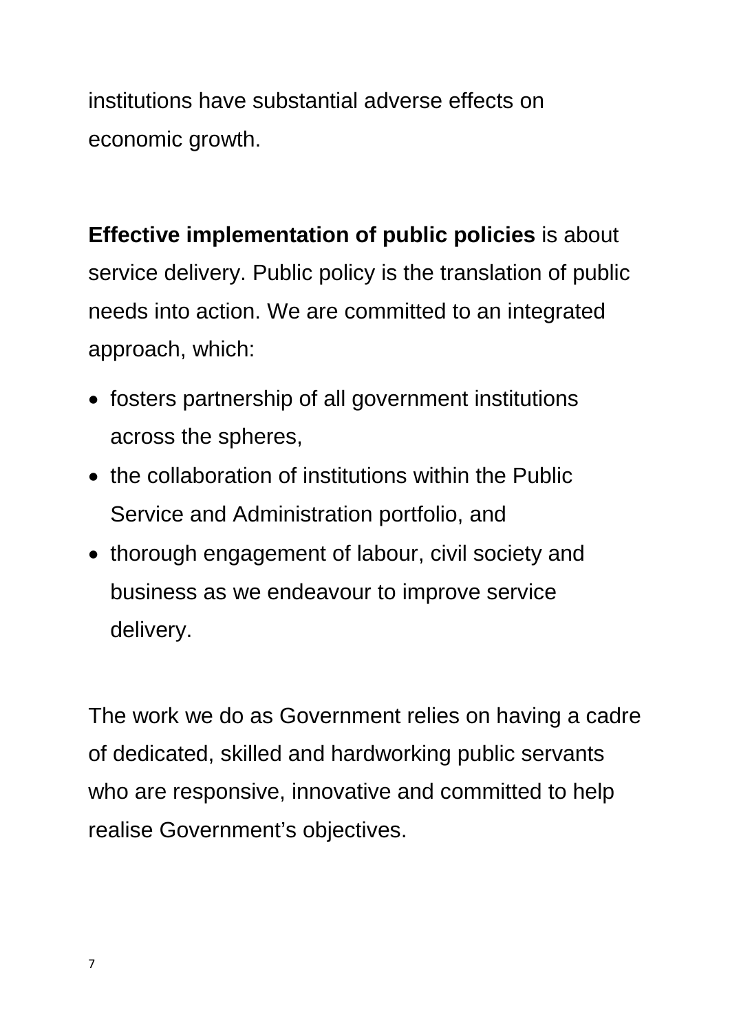institutions have substantial adverse effects on economic growth.

**Effective implementation of public policies** is about service delivery. Public policy is the translation of public needs into action. We are committed to an integrated approach, which:

- fosters partnership of all government institutions across the spheres,
- the collaboration of institutions within the Public Service and Administration portfolio, and
- thorough engagement of labour, civil society and business as we endeavour to improve service delivery.

The work we do as Government relies on having a cadre of dedicated, skilled and hardworking public servants who are responsive, innovative and committed to help realise Government's objectives.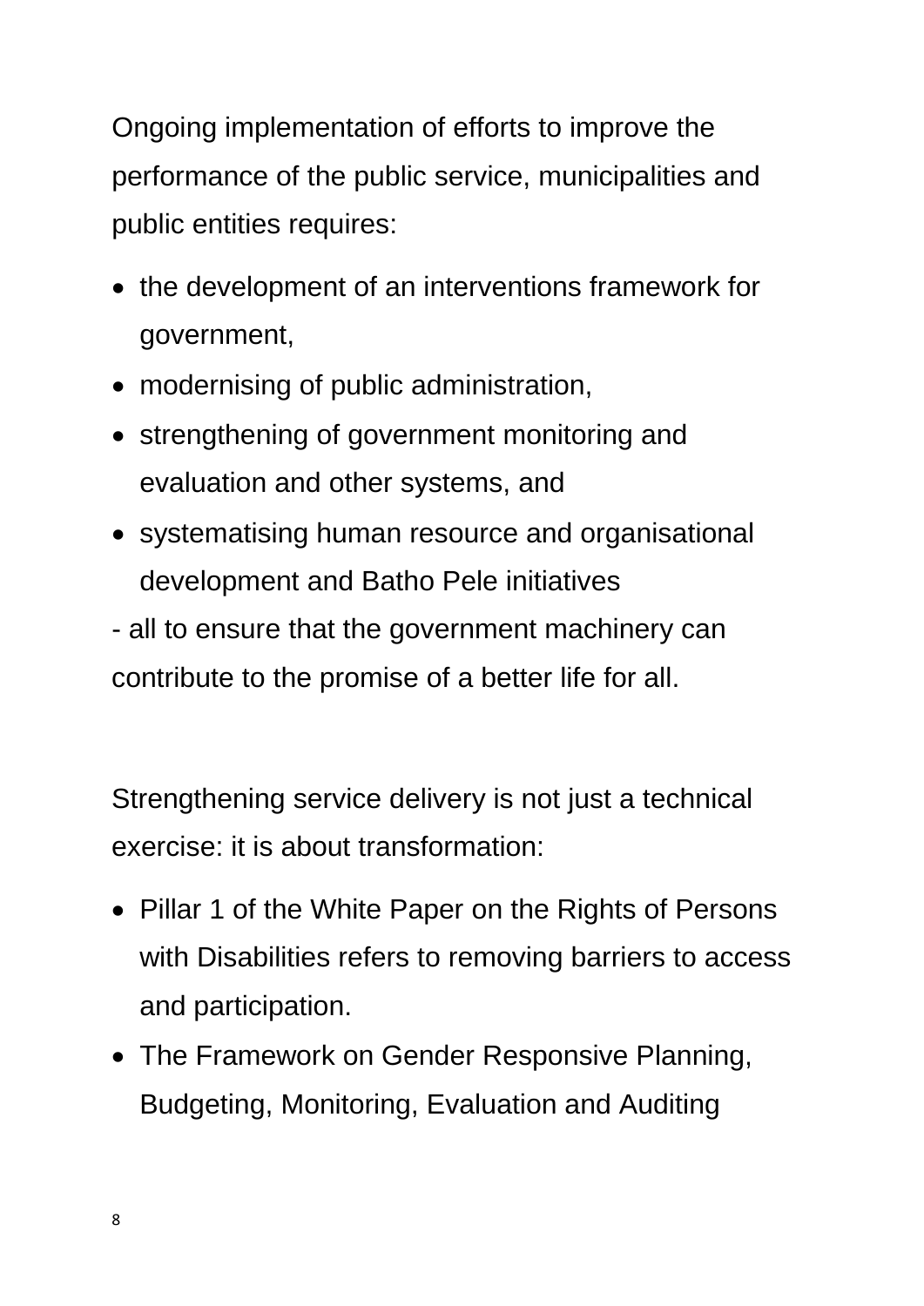Ongoing implementation of efforts to improve the performance of the public service, municipalities and public entities requires:

- the development of an interventions framework for government,
- modernising of public administration,
- strengthening of government monitoring and evaluation and other systems, and
- systematising human resource and organisational development and Batho Pele initiatives

- all to ensure that the government machinery can contribute to the promise of a better life for all.

Strengthening service delivery is not just a technical exercise: it is about transformation:

- Pillar 1 of the White Paper on the Rights of Persons with Disabilities refers to removing barriers to access and participation.
- The Framework on Gender Responsive Planning, Budgeting, Monitoring, Evaluation and Auditing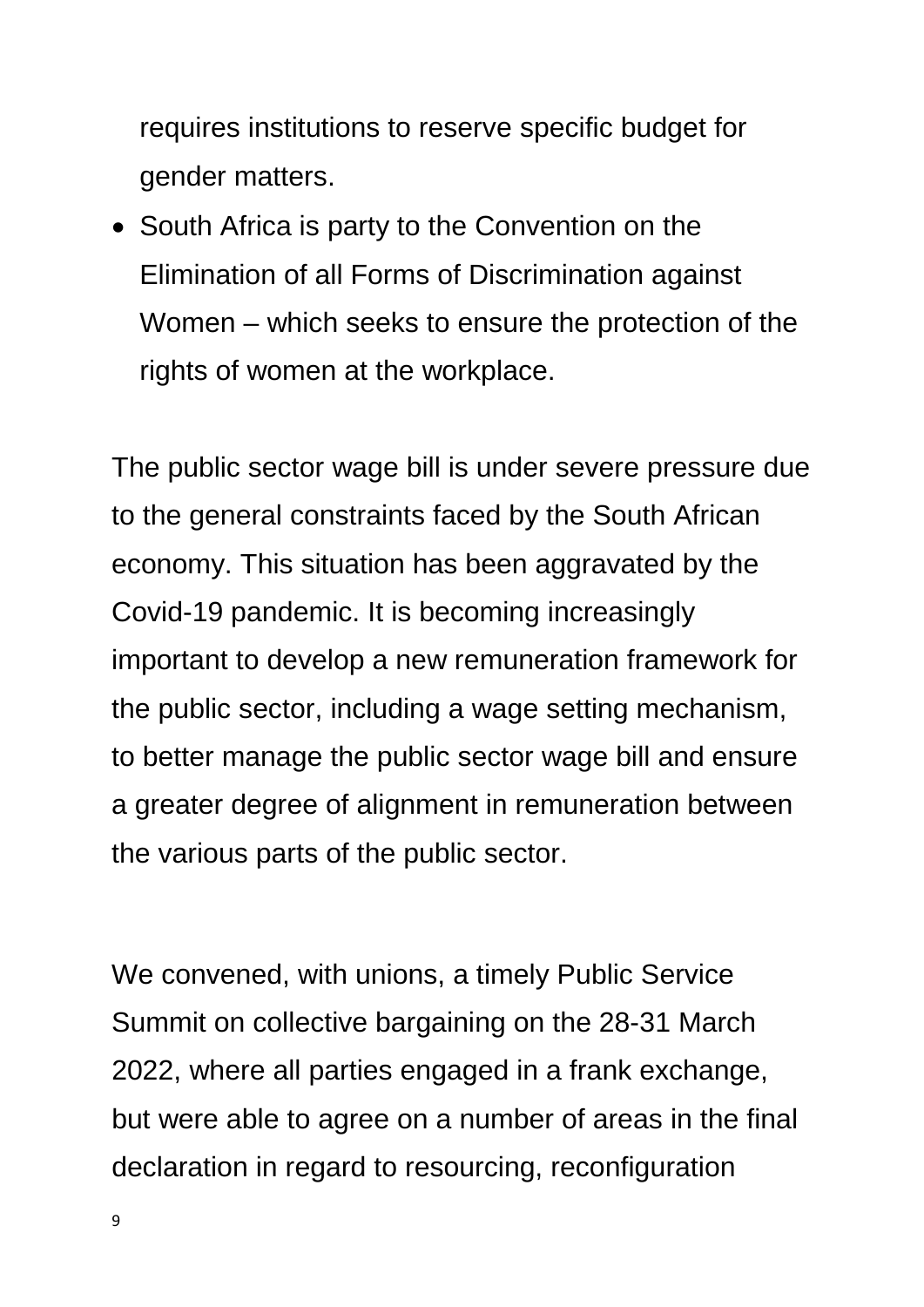requires institutions to reserve specific budget for gender matters.

- South Africa is party to the Convention on the Elimination of all Forms of Discrimination against Women – which seeks to ensure the protection of the rights of women at the workplace.

The public sector wage bill is under severe pressure due to the general constraints faced by the South African economy. This situation has been aggravated by the Covid-19 pandemic. It is becoming increasingly important to develop a new remuneration framework for the public sector, including a wage setting mechanism, to better manage the public sector wage bill and ensure a greater degree of alignment in remuneration between the various parts of the public sector.

We convened, with unions, a timely Public Service Summit on collective bargaining on the 28-31 March 2022, where all parties engaged in a frank exchange, but were able to agree on a number of areas in the final declaration in regard to resourcing, reconfiguration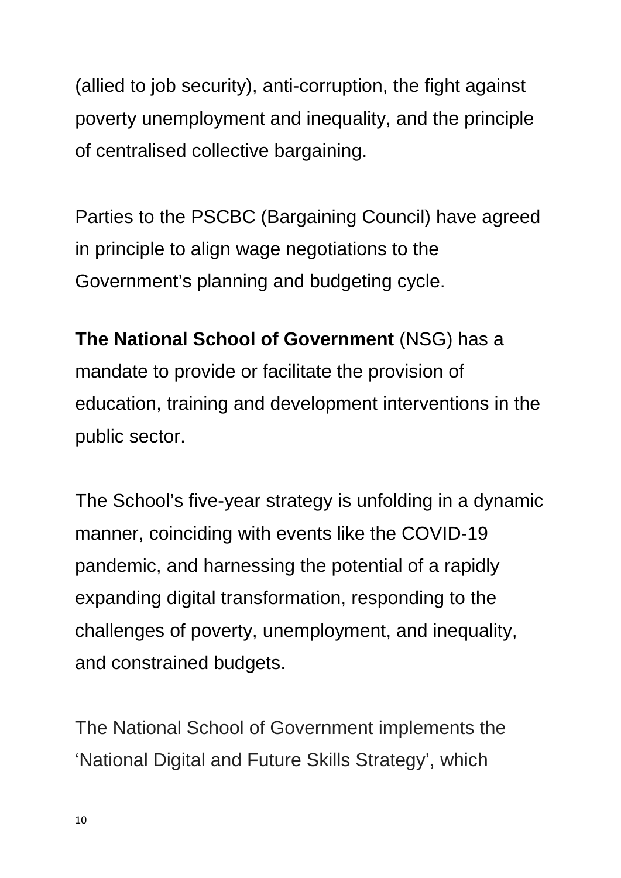(allied to job security), anti-corruption, the fight against poverty unemployment and inequality, and the principle of centralised collective bargaining.

Parties to the PSCBC (Bargaining Council) have agreed in principle to align wage negotiations to the Government's planning and budgeting cycle.

**The National School of Government** (NSG) has a mandate to provide or facilitate the provision of education, training and development interventions in the public sector.

The School's five-year strategy is unfolding in a dynamic manner, coinciding with events like the COVID-19 pandemic, and harnessing the potential of a rapidly expanding digital transformation, responding to the challenges of poverty, unemployment, and inequality, and constrained budgets.

The National School of Government implements the 'National Digital and Future Skills Strategy', which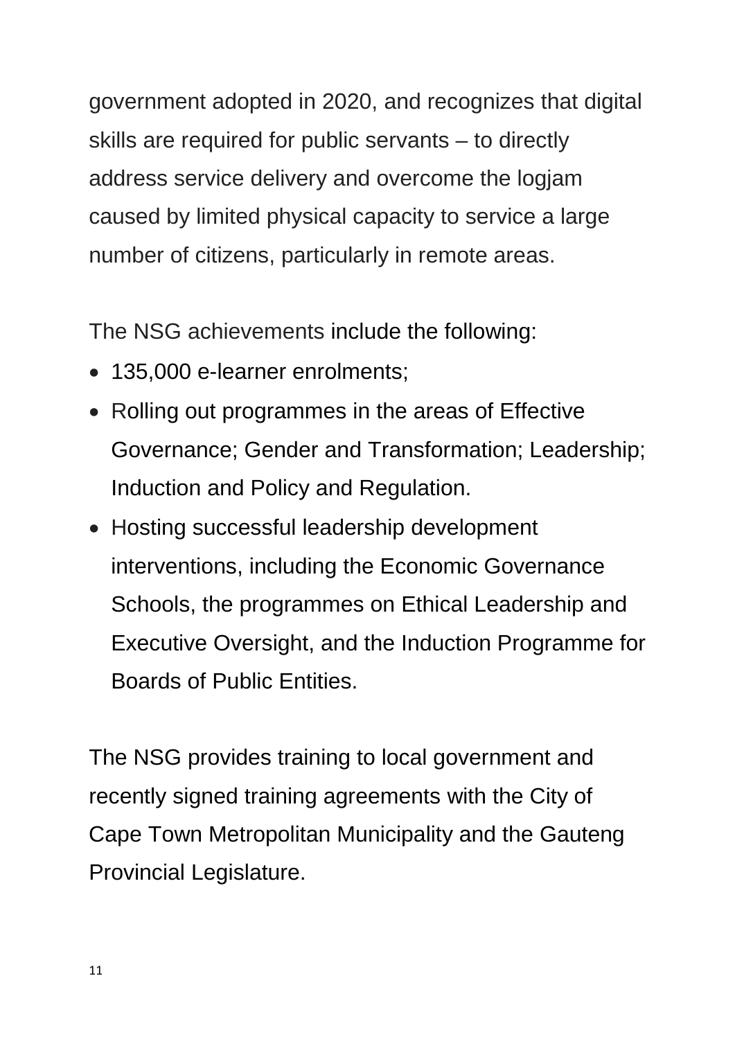government adopted in 2020, and recognizes that digital skills are required for public servants – to directly address service delivery and overcome the logjam caused by limited physical capacity to service a large number of citizens, particularly in remote areas.

The NSG achievements include the following:

- 135,000 e-learner enrolments;
- Rolling out programmes in the areas of Effective Governance; Gender and Transformation; Leadership; Induction and Policy and Regulation.
- Hosting successful leadership development interventions, including the Economic Governance Schools, the programmes on Ethical Leadership and Executive Oversight, and the Induction Programme for Boards of Public Entities.

The NSG provides training to local government and recently signed training agreements with the City of Cape Town Metropolitan Municipality and the Gauteng Provincial Legislature.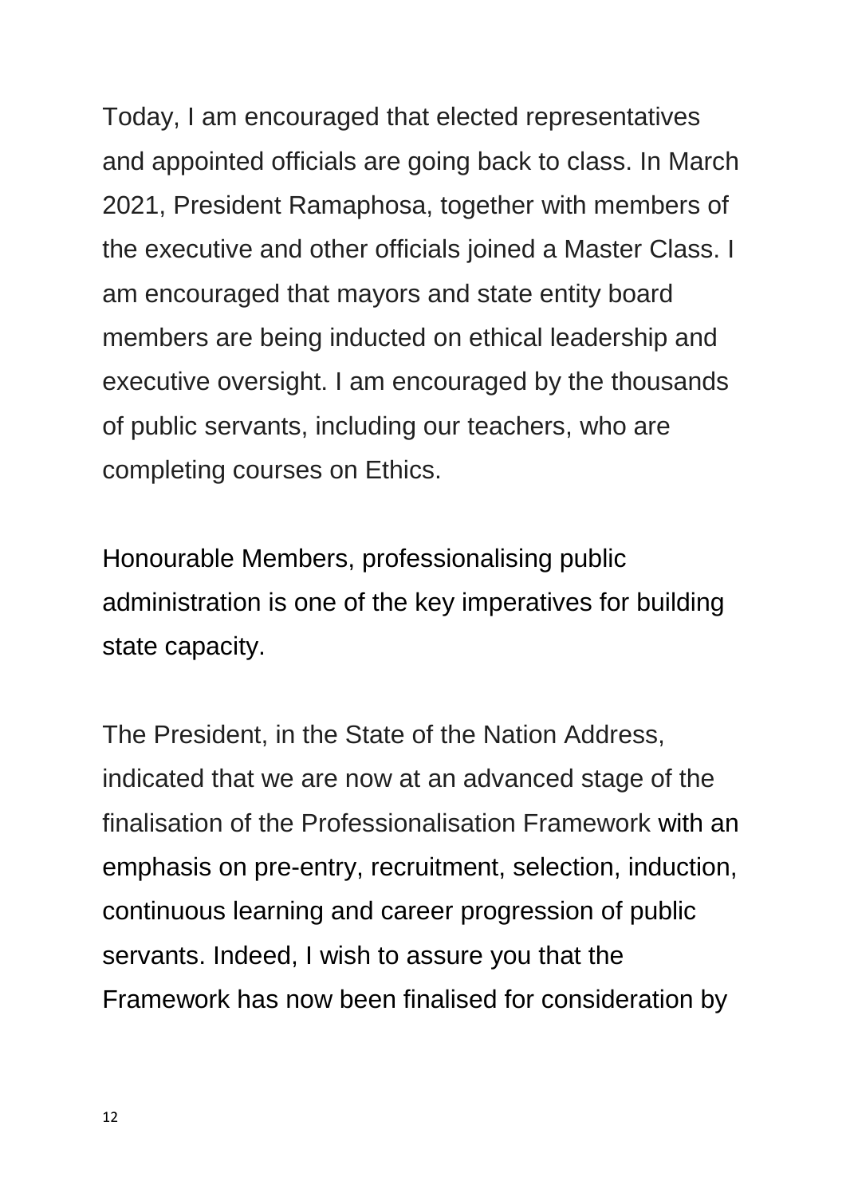Today, I am encouraged that elected representatives and appointed officials are going back to class. In March 2021, President Ramaphosa, together with members of the executive and other officials joined a Master Class. I am encouraged that mayors and state entity board members are being inducted on ethical leadership and executive oversight. I am encouraged by the thousands of public servants, including our teachers, who are completing courses on Ethics.

Honourable Members, professionalising public administration is one of the key imperatives for building state capacity.

The President, in the State of the Nation Address, indicated that we are now at an advanced stage of the finalisation of the Professionalisation Framework with an emphasis on pre-entry, recruitment, selection, induction, continuous learning and career progression of public servants. Indeed, I wish to assure you that the Framework has now been finalised for consideration by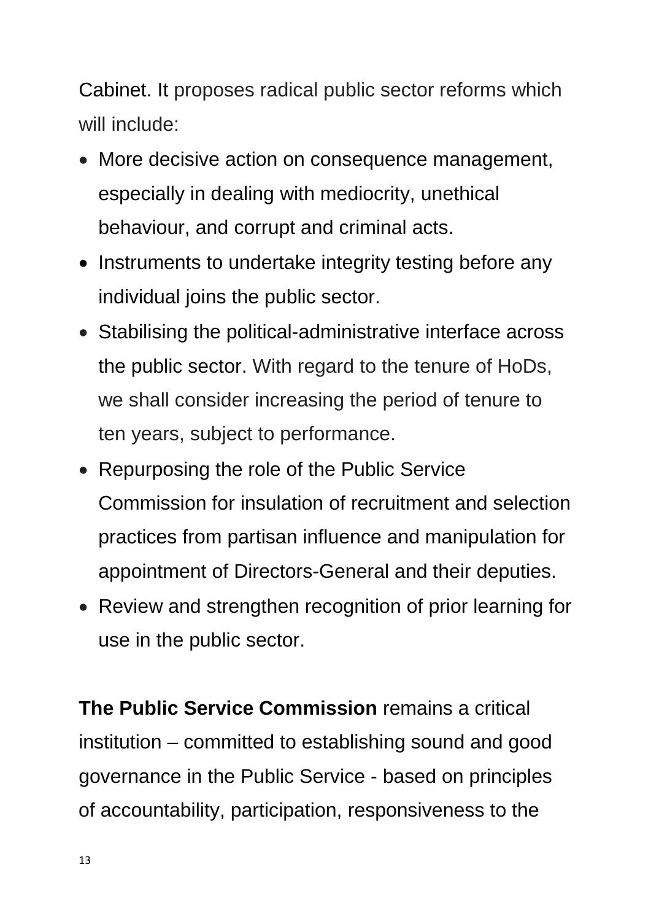Cabinet. It proposes radical public sector reforms which will include:

- More decisive action on consequence management, especially in dealing with mediocrity, unethical behaviour, and corrupt and criminal acts.
- Instruments to undertake integrity testing before any individual joins the public sector.
- Stabilising the political-administrative interface across the public sector. With regard to the tenure of HoDs, we shall consider increasing the period of tenure to ten years, subject to performance.
- Repurposing the role of the Public Service Commission for insulation of recruitment and selection practices from partisan influence and manipulation for appointment of Directors-General and their deputies.
- Review and strengthen recognition of prior learning for use in the public sector.

**The Public Service Commission** remains a critical institution – committed to establishing sound and good governance in the Public Service - based on principles of accountability, participation, responsiveness to the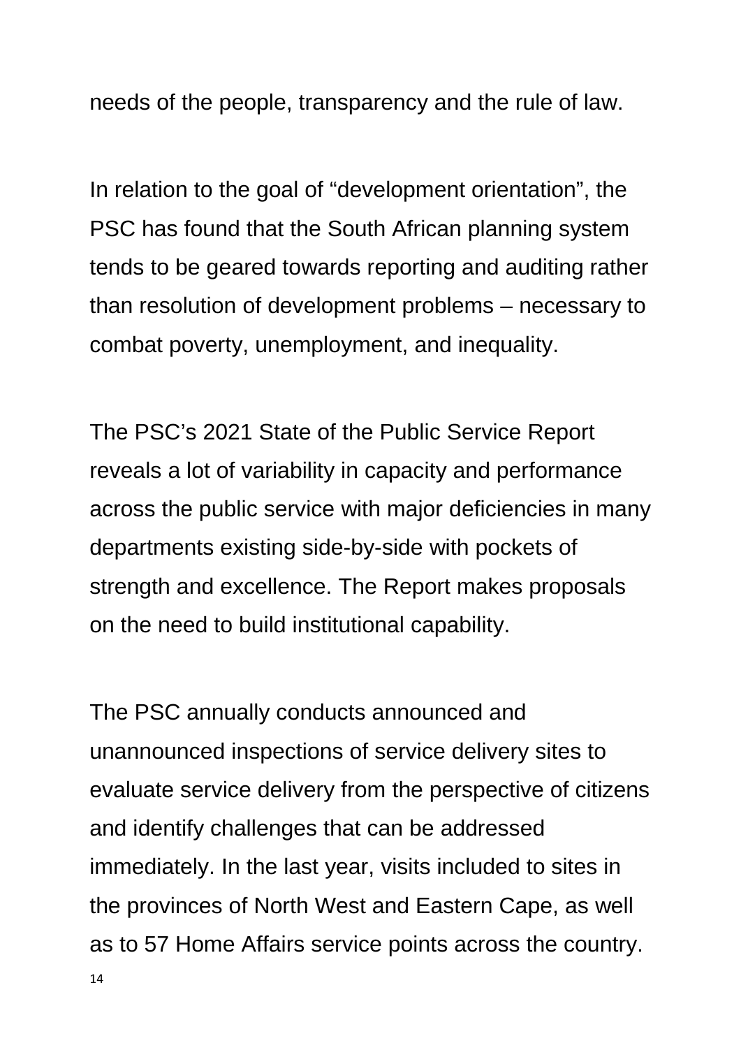needs of the people, transparency and the rule of law.

In relation to the goal of "development orientation", the PSC has found that the South African planning system tends to be geared towards reporting and auditing rather than resolution of development problems – necessary to combat poverty, unemployment, and inequality.

The PSC's 2021 State of the Public Service Report reveals a lot of variability in capacity and performance across the public service with major deficiencies in many departments existing side-by-side with pockets of strength and excellence. The Report makes proposals on the need to build institutional capability.

The PSC annually conducts announced and unannounced inspections of service delivery sites to evaluate service delivery from the perspective of citizens and identify challenges that can be addressed immediately. In the last year, visits included to sites in the provinces of North West and Eastern Cape, as well as to 57 Home Affairs service points across the country.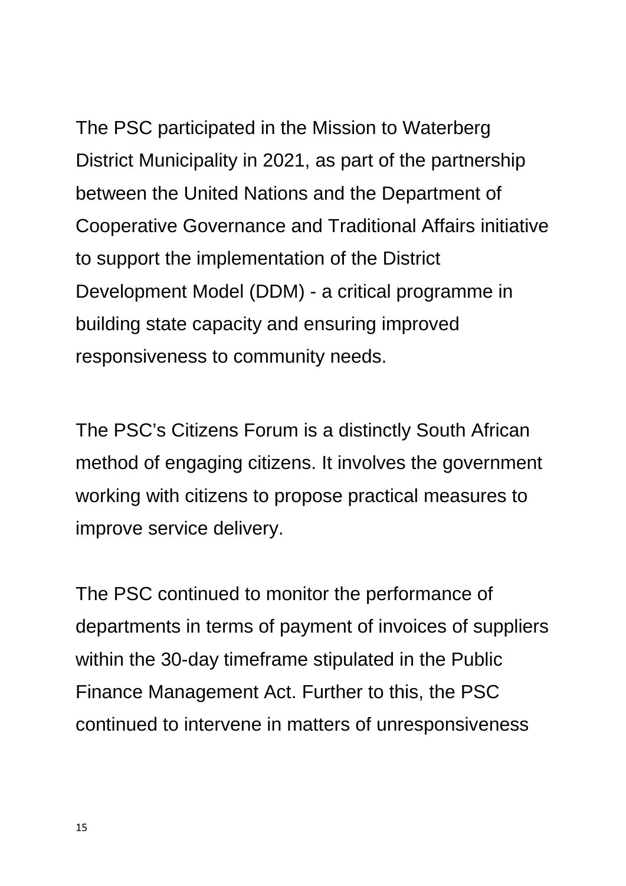The PSC participated in the Mission to Waterberg District Municipality in 2021, as part of the partnership between the United Nations and the Department of Cooperative Governance and Traditional Affairs initiative to support the implementation of the District Development Model (DDM) - a critical programme in building state capacity and ensuring improved responsiveness to community needs.

The PSC's Citizens Forum is a distinctly South African method of engaging citizens. It involves the government working with citizens to propose practical measures to improve service delivery.

The PSC continued to monitor the performance of departments in terms of payment of invoices of suppliers within the 30-day timeframe stipulated in the Public Finance Management Act. Further to this, the PSC continued to intervene in matters of unresponsiveness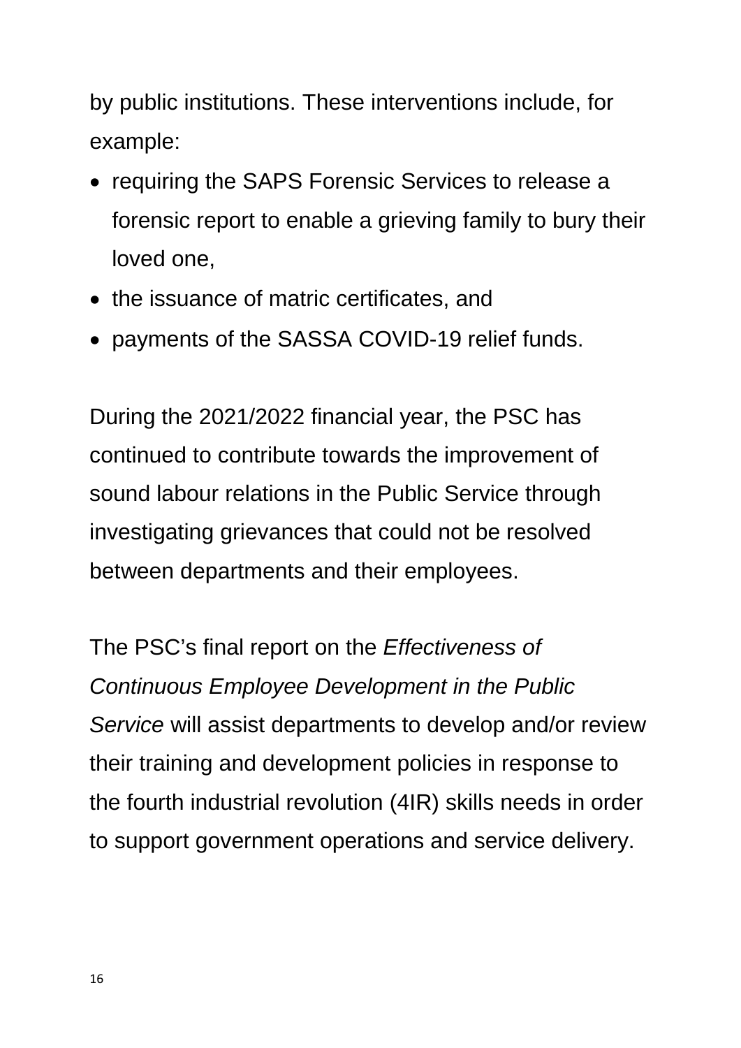by public institutions. These interventions include, for example:

- requiring the SAPS Forensic Services to release a forensic report to enable a grieving family to bury their loved one,
- the issuance of matric certificates, and
- payments of the SASSA COVID-19 relief funds.

During the 2021/2022 financial year, the PSC has continued to contribute towards the improvement of sound labour relations in the Public Service through investigating grievances that could not be resolved between departments and their employees.

The PSC's final report on the *Effectiveness of Continuous Employee Development in the Public Service* will assist departments to develop and/or review their training and development policies in response to the fourth industrial revolution (4IR) skills needs in order to support government operations and service delivery.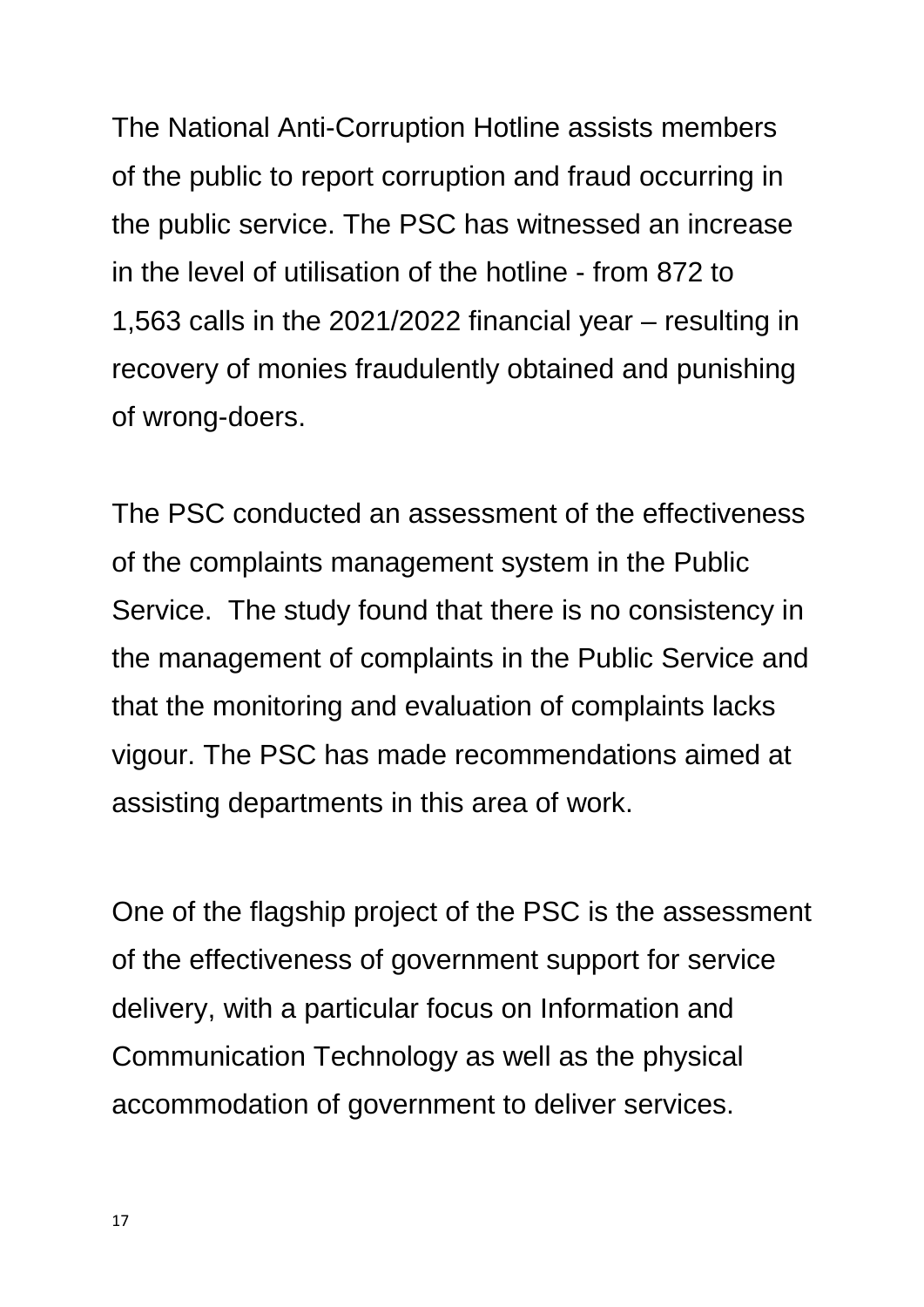The National Anti-Corruption Hotline assists members of the public to report corruption and fraud occurring in the public service. The PSC has witnessed an increase in the level of utilisation of the hotline - from 872 to 1,563 calls in the 2021/2022 financial year – resulting in recovery of monies fraudulently obtained and punishing of wrong-doers.

The PSC conducted an assessment of the effectiveness of the complaints management system in the Public Service. The study found that there is no consistency in the management of complaints in the Public Service and that the monitoring and evaluation of complaints lacks vigour. The PSC has made recommendations aimed at assisting departments in this area of work.

One of the flagship project of the PSC is the assessment of the effectiveness of government support for service delivery, with a particular focus on Information and Communication Technology as well as the physical accommodation of government to deliver services.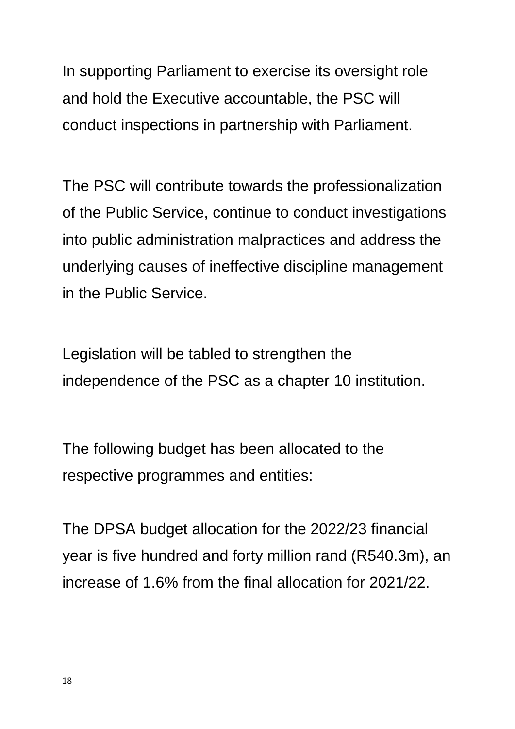In supporting Parliament to exercise its oversight role and hold the Executive accountable, the PSC will conduct inspections in partnership with Parliament.

The PSC will contribute towards the professionalization of the Public Service, continue to conduct investigations into public administration malpractices and address the underlying causes of ineffective discipline management in the Public Service.

Legislation will be tabled to strengthen the independence of the PSC as a chapter 10 institution.

The following budget has been allocated to the respective programmes and entities:

The DPSA budget allocation for the 2022/23 financial year is five hundred and forty million rand (R540.3m), an increase of 1.6% from the final allocation for 2021/22.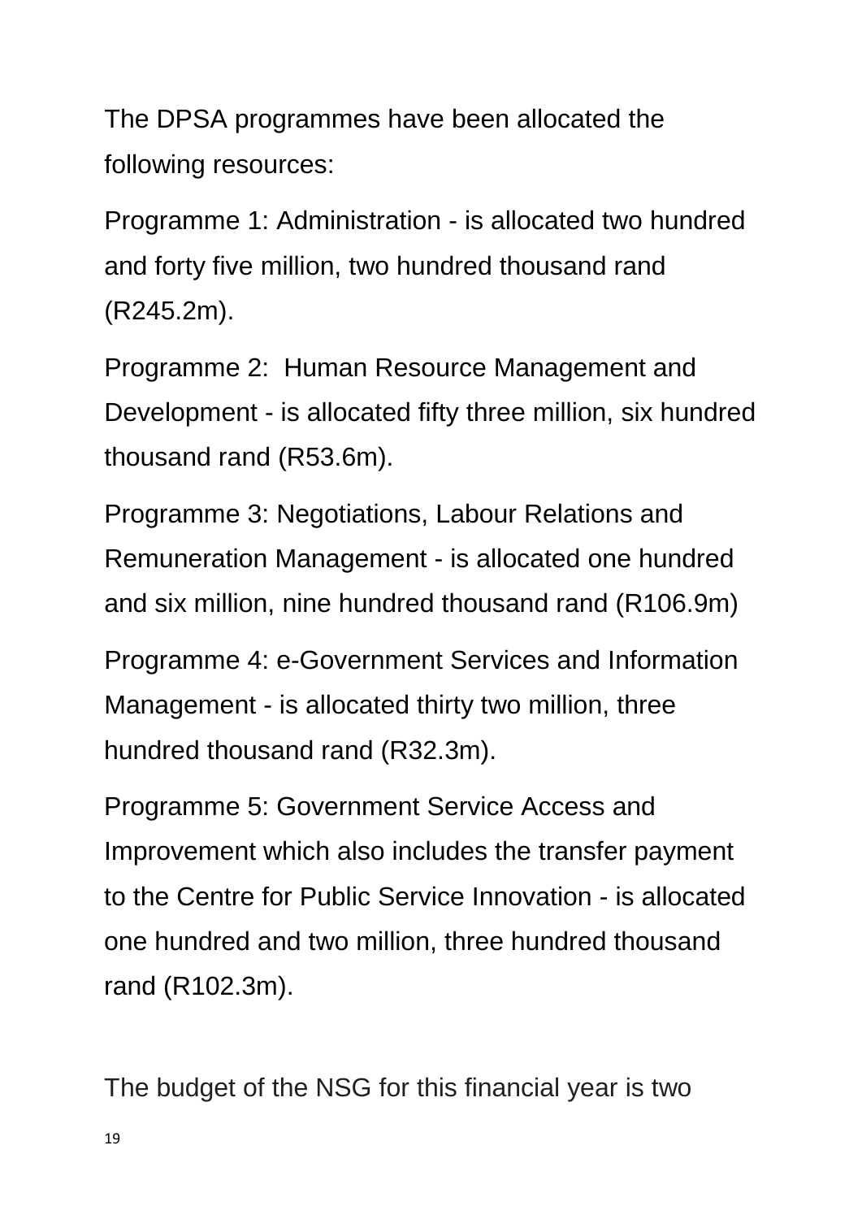The DPSA programmes have been allocated the following resources:

Programme 1: Administration - is allocated two hundred and forty five million, two hundred thousand rand (R245.2m).

Programme 2:  Human Resource Management and Development - is allocated fifty three million, six hundred thousand rand (R53.6m).

Programme 3: Negotiations, Labour Relations and Remuneration Management - is allocated one hundred and six million, nine hundred thousand rand (R106.9m)

Programme 4: e-Government Services and Information Management - is allocated thirty two million, three hundred thousand rand (R32.3m).

Programme 5: Government Service Access and Improvement which also includes the transfer payment to the Centre for Public Service Innovation - is allocated one hundred and two million, three hundred thousand rand (R102.3m).

The budget of the NSG for this financial year is two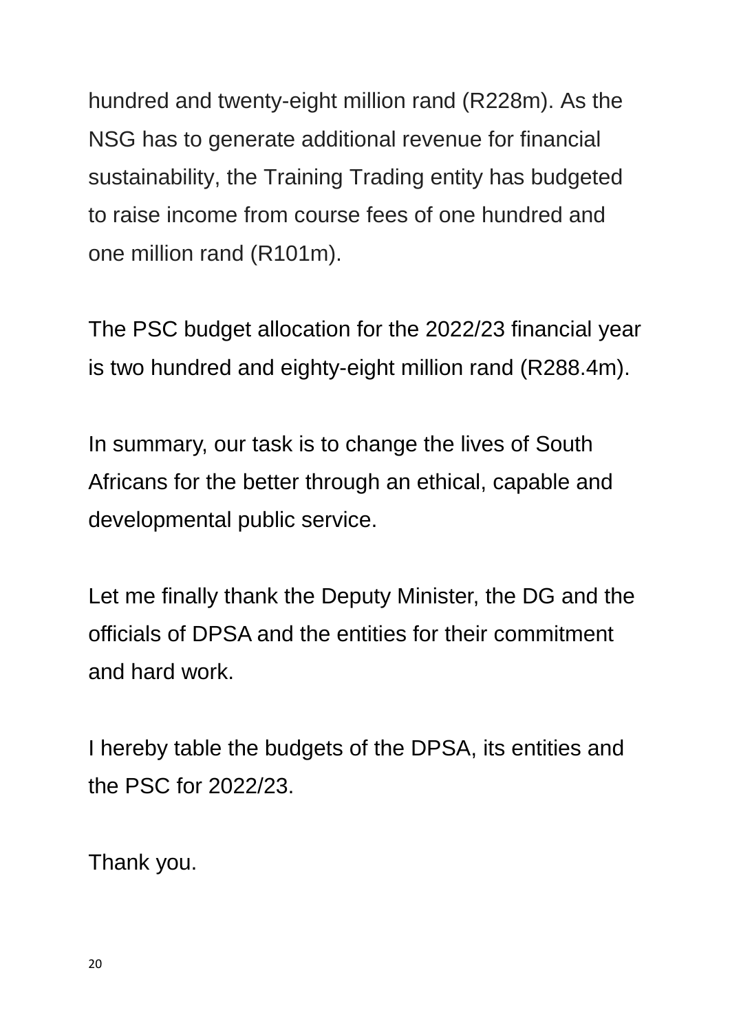hundred and twenty-eight million rand (R228m). As the NSG has to generate additional revenue for financial sustainability, the Training Trading entity has budgeted to raise income from course fees of one hundred and one million rand (R101m).

The PSC budget allocation for the 2022/23 financial year is two hundred and eighty-eight million rand (R288.4m).

In summary, our task is to change the lives of South Africans for the better through an ethical, capable and developmental public service.

Let me finally thank the Deputy Minister, the DG and the officials of DPSA and the entities for their commitment and hard work.

I hereby table the budgets of the DPSA, its entities and the PSC for 2022/23.

Thank you.